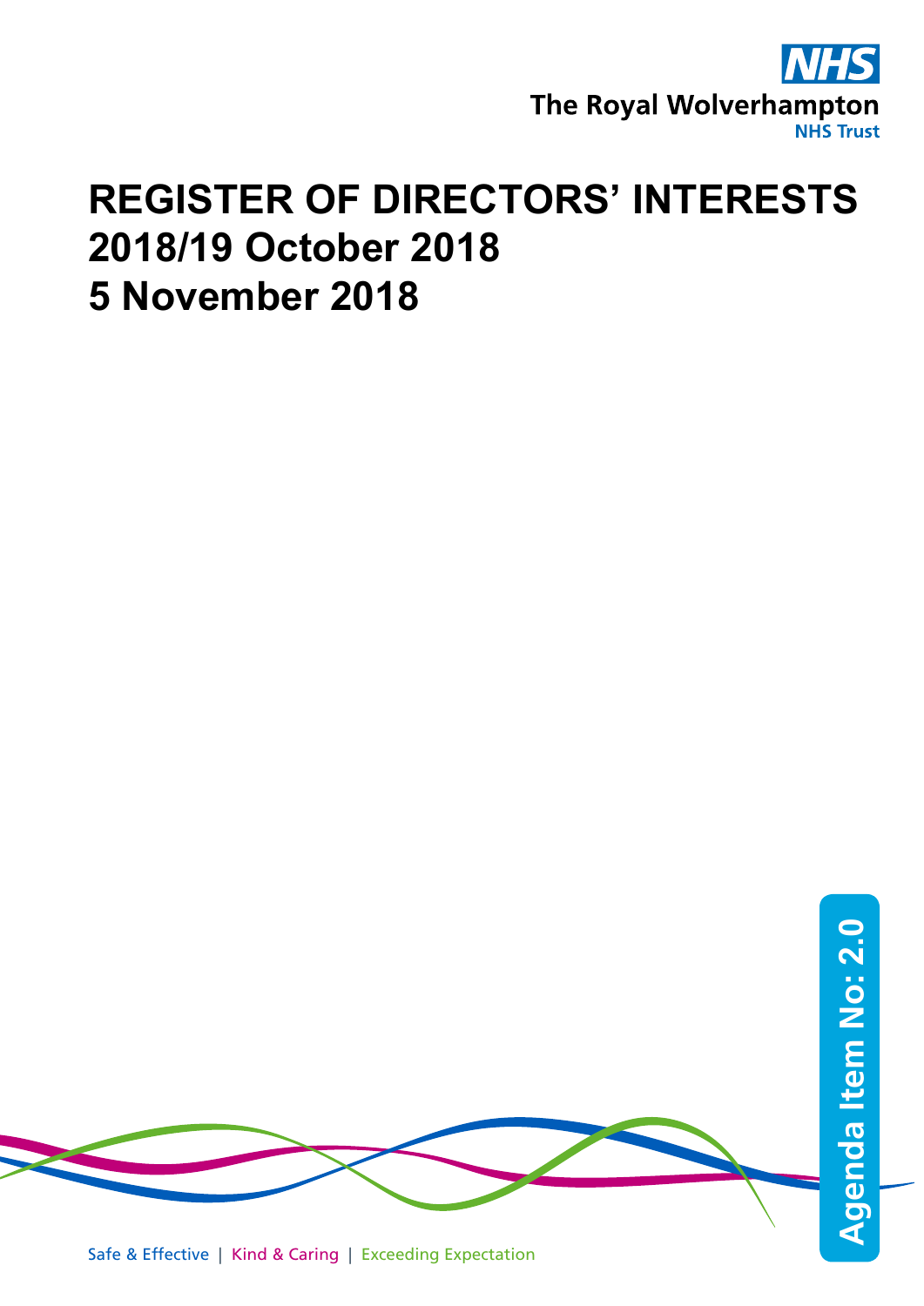The Royal Wolverhampton NHS Trust

# REGISTER OF DIRECTORS' INTERESTS 2018/19 October 2018 5 November 2018

Agenda Item No: 2.0

Safe & Effective | Kind & Caring | Exceeding Expectation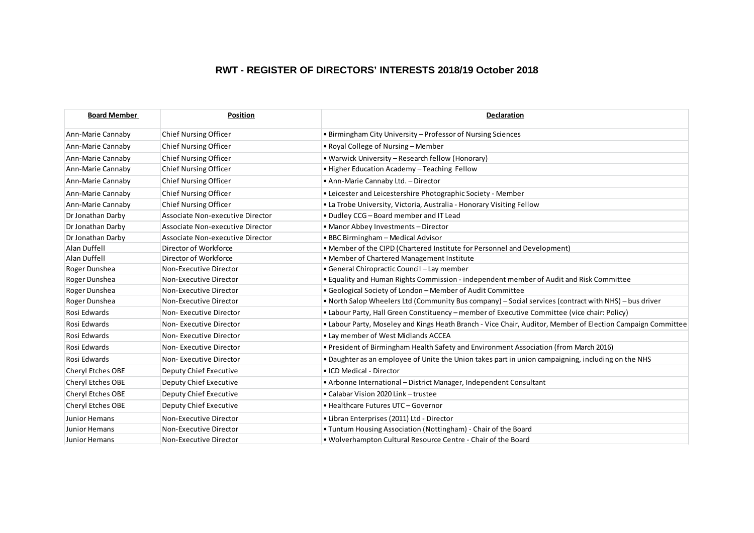## RWT - REGISTER OF DIRECTORS' INTERESTS 2018/19 October 2018

| Board Member | Position | Declaration |
|---|---|---|
| Ann-Marie Cannaby | Chief Nursing Officer | • Birmingham City University – Professor of Nursing Sciences |
| Ann-Marie Cannaby | Chief Nursing Officer | • Royal College of Nursing – Member |
| Ann-Marie Cannaby | Chief Nursing Officer | • Warwick University – Research fellow (Honorary) |
| Ann-Marie Cannaby | Chief Nursing Officer | • Higher Education Academy – Teaching Fellow |
| Ann-Marie Cannaby | Chief Nursing Officer | • Ann-Marie Cannaby Ltd. – Director |
| Ann-Marie Cannaby | Chief Nursing Officer | • Leicester and Leicestershire Photographic Society - Member |
| Ann-Marie Cannaby | Chief Nursing Officer | • La Trobe University, Victoria, Australia - Honorary Visiting Fellow |
| Dr Jonathan Darby | Associate Non-executive Director | • Dudley CCG – Board member and IT Lead |
| Dr Jonathan Darby | Associate Non-executive Director | • Manor Abbey Investments – Director |
| Dr Jonathan Darby | Associate Non-executive Director | • BBC Birmingham – Medical Advisor |
| Alan Duffell | Director of Workforce | • Member of the CIPD (Chartered Institute for Personnel and Development) |
| Alan Duffell | Director of Workforce | • Member of Chartered Management Institute |
| Roger Dunshea | Non-Executive Director | • General Chiropractic Council – Lay member |
| Roger Dunshea | Non-Executive Director | • Equality and Human Rights Commission - independent member of Audit and Risk Committee |
| Roger Dunshea | Non-Executive Director | • Geological Society of London – Member of Audit Committee |
| Roger Dunshea | Non-Executive Director | • North Salop Wheelers Ltd (Community Bus company) – Social services (contract with NHS) – bus driver |
| Rosi Edwards | Non- Executive Director | • Labour Party, Hall Green Constituency – member of Executive Committee (vice chair: Policy) |
| Rosi Edwards | Non- Executive Director | • Labour Party, Moseley and Kings Heath Branch - Vice Chair, Auditor, Member of Election Campaign Committee |
| Rosi Edwards | Non- Executive Director | • Lay member of West Midlands ACCEA |
| Rosi Edwards | Non- Executive Director | • President of Birmingham Health Safety and Environment Association (from March 2016) |
| Rosi Edwards | Non- Executive Director | • Daughter as an employee of Unite the Union takes part in union campaigning, including on the NHS |
| Cheryl Etches OBE | Deputy Chief Executive | • ICD Medical - Director |
| Cheryl Etches OBE | Deputy Chief Executive | • Arbonne International – District Manager, Independent Consultant |
| Cheryl Etches OBE | Deputy Chief Executive | • Calabar Vision 2020 Link – trustee |
| Cheryl Etches OBE | Deputy Chief Executive | • Healthcare Futures UTC – Governor |
| Junior Hemans | Non-Executive Director | • Libran Enterprises (2011) Ltd - Director |
| Junior Hemans | Non-Executive Director | • Tuntum Housing Association (Nottingham) - Chair of the Board |
| Junior Hemans | Non-Executive Director | • Wolverhampton Cultural Resource Centre - Chair of the Board |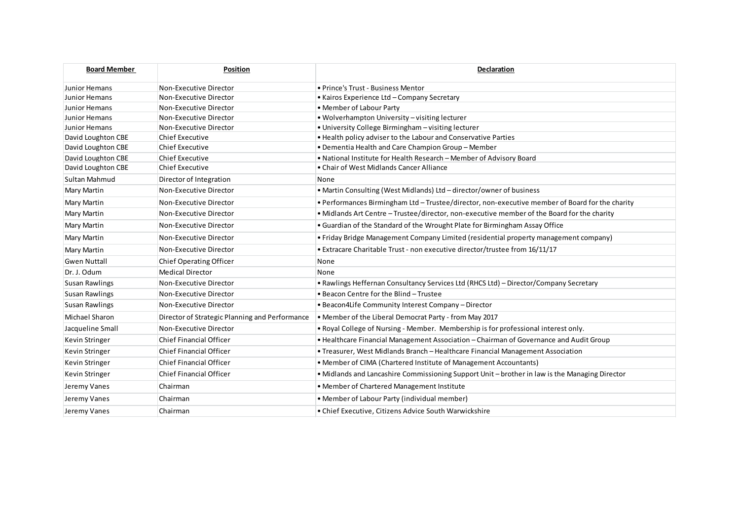| Board Member | Position | Declaration |
|---|---|---|
| Junior Hemans | Non-Executive Director | • Prince's Trust - Business Mentor |
| Junior Hemans | Non-Executive Director | • Kairos Experience Ltd – Company Secretary |
| Junior Hemans | Non-Executive Director | • Member of Labour Party |
| Junior Hemans | Non-Executive Director | • Wolverhampton University – visiting lecturer |
| Junior Hemans | Non-Executive Director | • University College Birmingham – visiting lecturer |
| David Loughton CBE | Chief Executive | • Health policy adviser to the Labour and Conservative Parties |
| David Loughton CBE | Chief Executive | • Dementia Health and Care Champion Group – Member |
| David Loughton CBE | Chief Executive | • National Institute for Health Research – Member of Advisory Board |
| David Loughton CBE | Chief Executive | • Chair of West Midlands Cancer Alliance |
| Sultan Mahmud | Director of Integration | None |
| Mary Martin | Non-Executive Director | • Martin Consulting (West Midlands) Ltd – director/owner of business |
| Mary Martin | Non-Executive Director | • Performances Birmingham Ltd – Trustee/director, non-executive member of Board for the charity |
| Mary Martin | Non-Executive Director | • Midlands Art Centre – Trustee/director, non-executive member of the Board for the charity |
| Mary Martin | Non-Executive Director | • Guardian of the Standard of the Wrought Plate for Birmingham Assay Office |
| Mary Martin | Non-Executive Director | • Friday Bridge Management Company Limited (residential property management company) |
| Mary Martin | Non-Executive Director | • Extracare Charitable Trust - non executive director/trustee from 16/11/17 |
| Gwen Nuttall | Chief Operating Officer | None |
| Dr. J. Odum | Medical Director | None |
| Susan Rawlings | Non-Executive Director | • Rawlings Heffernan Consultancy Services Ltd (RHCS Ltd) – Director/Company Secretary |
| Susan Rawlings | Non-Executive Director | • Beacon Centre for the Blind – Trustee |
| Susan Rawlings | Non-Executive Director | • Beacon4Life Community Interest Company – Director |
| Michael Sharon | Director of Strategic Planning and Performance | • Member of the Liberal Democrat Party - from May 2017 |
| Jacqueline Small | Non-Executive Director | • Royal College of Nursing - Member. Membership is for professional interest only. |
| Kevin Stringer | Chief Financial Officer | • Healthcare Financial Management Association – Chairman of Governance and Audit Group |
| Kevin Stringer | Chief Financial Officer | • Treasurer, West Midlands Branch – Healthcare Financial Management Association |
| Kevin Stringer | Chief Financial Officer | • Member of CIMA (Chartered Institute of Management Accountants) |
| Kevin Stringer | Chief Financial Officer | • Midlands and Lancashire Commissioning Support Unit – brother in law is the Managing Director |
| Jeremy Vanes | Chairman | • Member of Chartered Management Institute |
| Jeremy Vanes | Chairman | • Member of Labour Party (individual member) |
| Jeremy Vanes | Chairman | • Chief Executive, Citizens Advice South Warwickshire |